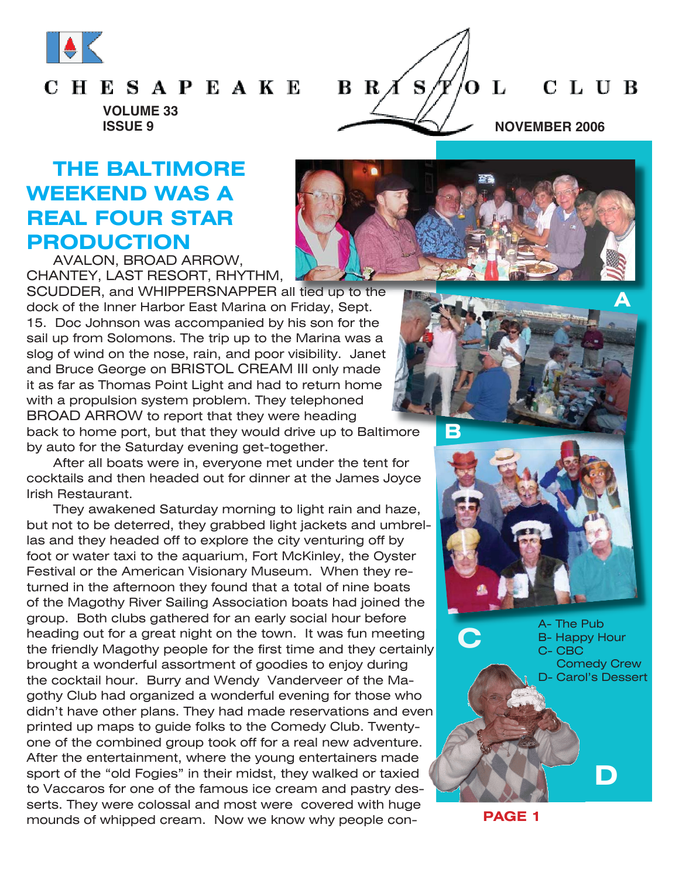# CHESAPEAKE BRISTOL CLUB

**VOLUME 33**
**ISSUE 9**

**NOVEMBER 2006**

## THE BALTIMORE WEEKEND WAS A REAL FOUR STAR PRODUCTION

AVALON, BROAD ARROW, CHANTEY, LAST RESORT, RHYTHM, SCUDDER, and WHIPPERSNAPPER all tied up to the dock of the Inner Harbor East Marina on Friday, Sept. 15. Doc Johnson was accompanied by his son for the sail up from Solomons. The trip up to the Marina was a slog of wind on the nose, rain, and poor visibility. Janet and Bruce George on BRISTOL CREAM III only made it as far as Thomas Point Light and had to return home with a propulsion system problem. They telephoned BROAD ARROW to report that they were heading back to home port, but that they would drive up to Baltimore by auto for the Saturday evening get-together.

After all boats were in, everyone met under the tent for cocktails and then headed out for dinner at the James Joyce Irish Restaurant.

They awakened Saturday morning to light rain and haze, but not to be deterred, they grabbed light jackets and umbrellas and they headed off to explore the city venturing off by foot or water taxi to the aquarium, Fort McKinley, the Oyster Festival or the American Visionary Museum. When they returned in the afternoon they found that a total of nine boats of the Magothy River Sailing Association boats had joined the group. Both clubs gathered for an early social hour before heading out for a great night on the town. It was fun meeting the friendly Magothy people for the first time and they certainly brought a wonderful assortment of goodies to enjoy during the cocktail hour. Burry and Wendy Vanderveer of the Magothy Club had organized a wonderful evening for those who didn't have other plans. They had made reservations and even printed up maps to guide folks to the Comedy Club. Twenty-one of the combined group took off for a real new adventure. After the entertainment, where the young entertainers made sport of the "old Fogies" in their midst, they walked or taxied to Vaccaros for one of the famous ice cream and pastry desserts. They were colossal and most were covered with huge mounds of whipped cream. Now we know why people con-

A- The Pub
B- Happy Hour
C- CBC Comedy Crew
D- Carol's Dessert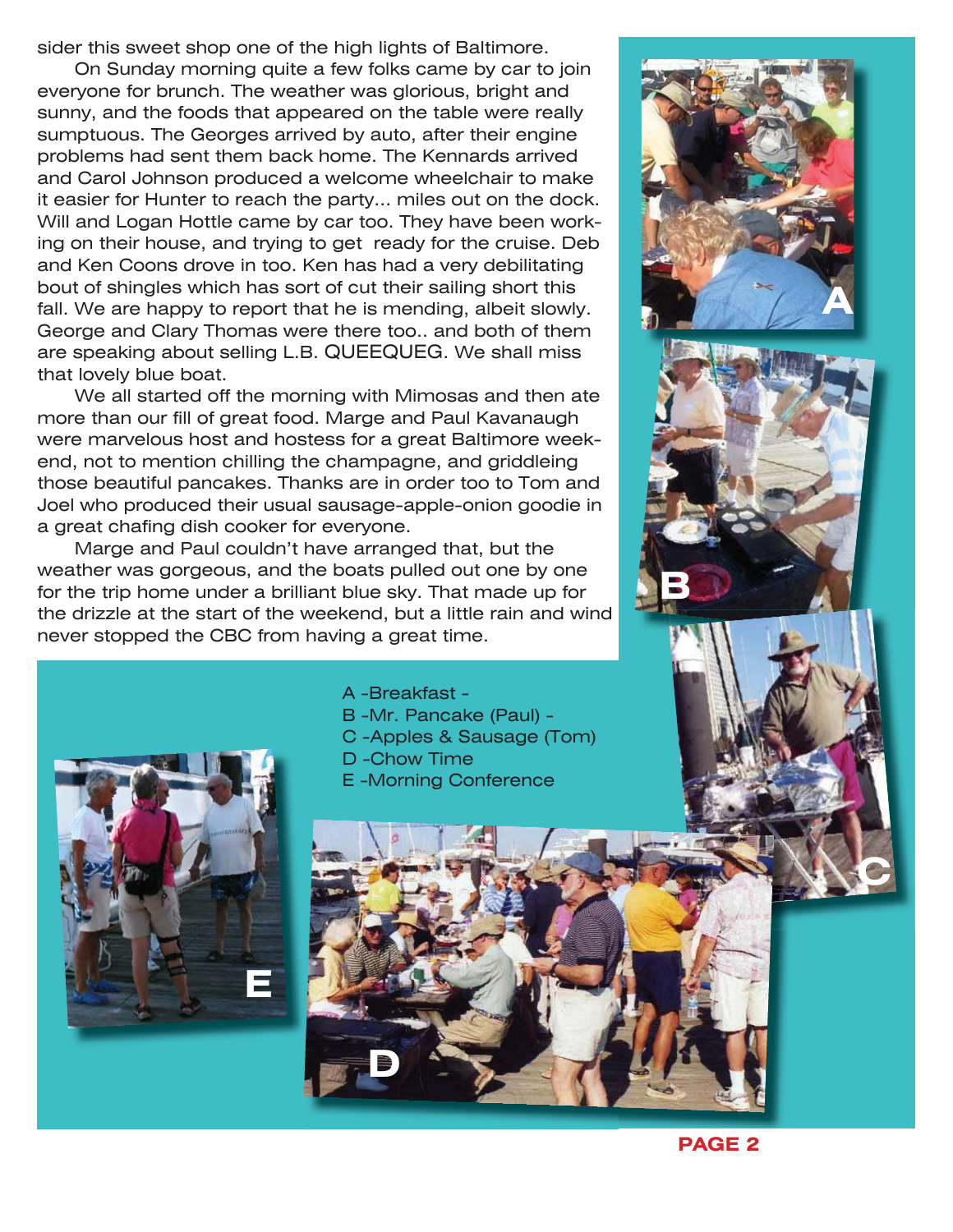sider this sweet shop one of the high lights of Baltimore.

On Sunday morning quite a few folks came by car to join everyone for brunch. The weather was glorious, bright and sunny, and the foods that appeared on the table were really sumptuous. The Georges arrived by auto, after their engine problems had sent them back home. The Kennards arrived and Carol Johnson produced a welcome wheelchair to make it easier for Hunter to reach the party... miles out on the dock. Will and Logan Hottle came by car too. They have been working on their house, and trying to get ready for the cruise. Deb and Ken Coons drove in too. Ken has had a very debilitating bout of shingles which has sort of cut their sailing short this fall. We are happy to report that he is mending, albeit slowly. George and Clary Thomas were there too.. and both of them are speaking about selling L.B. QUEEQUEG. We shall miss that lovely blue boat.

We all started off the morning with Mimosas and then ate more than our fill of great food. Marge and Paul Kavanaugh were marvelous host and hostess for a great Baltimore weekend, not to mention chilling the champagne, and griddleing those beautiful pancakes. Thanks are in order too to Tom and Joel who produced their usual sausage-apple-onion goodie in a great chafing dish cooker for everyone.

Marge and Paul couldn't have arranged that, but the weather was gorgeous, and the boats pulled out one by one for the trip home under a brilliant blue sky. That made up for the drizzle at the start of the weekend, but a little rain and wind never stopped the CBC from having a great time.

A -Breakfast -
B -Mr. Pancake (Paul) -
C -Apples & Sausage (Tom)
D -Chow Time
E -Morning Conference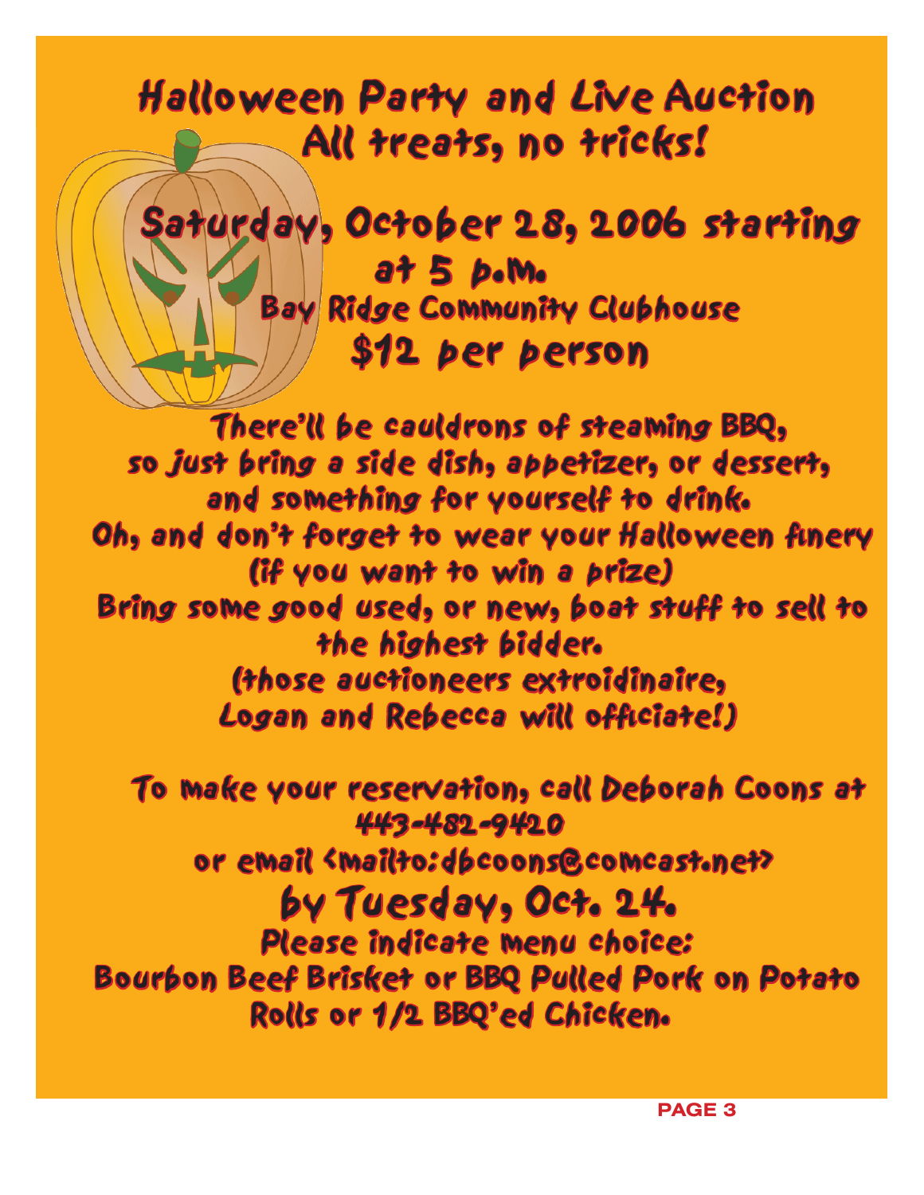# Halloween Party and Live Auction

## All treats, no tricks!

## Saturday, October 28, 2006 starting at 5 p.m.

### Bay Ridge Community Clubhouse

## $12 per person

There'll be cauldrons of steaming BBQ, so just bring a side dish, appetizer, or dessert, and something for yourself to drink.

Oh, and don't forget to wear your Halloween finery (if you want to win a prize)

Bring some good used, or new, boat stuff to sell to the highest bidder.

(those auctioneers extroidinaire, Logan and Rebecca will officiate!)

To make your reservation, call Deborah Coons at 443-482-9420

or email <mailto:dbcoons@comcast.net>

## by Tuesday, Oct. 24.

Please indicate menu choice:

Bourbon Beef Brisket or BBQ Pulled Pork on Potato Rolls or 1/2 BBQ'ed Chicken.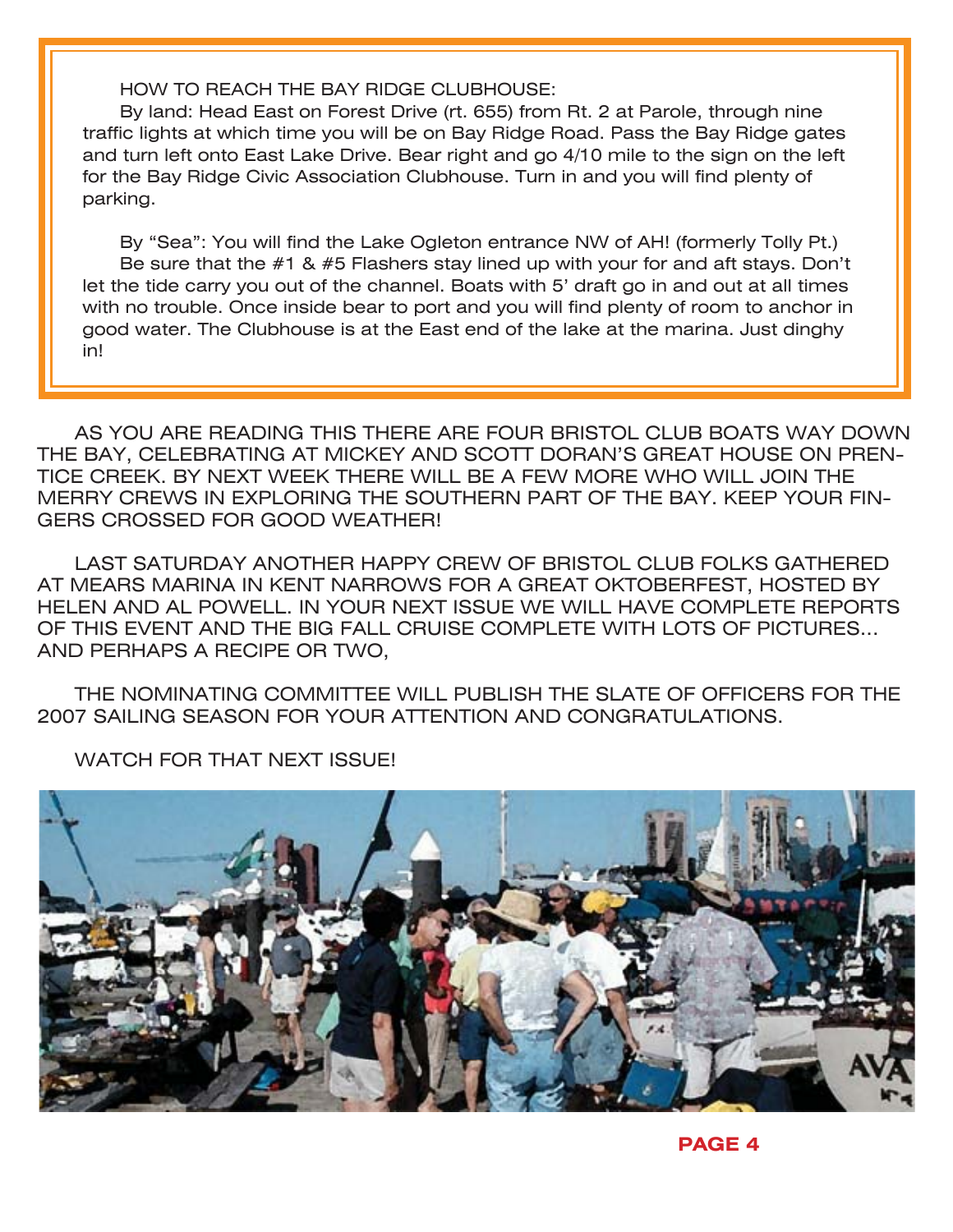HOW TO REACH THE BAY RIDGE CLUBHOUSE:

By land: Head East on Forest Drive (rt. 655) from Rt. 2 at Parole, through nine traffic lights at which time you will be on Bay Ridge Road. Pass the Bay Ridge gates and turn left onto East Lake Drive. Bear right and go 4/10 mile to the sign on the left for the Bay Ridge Civic Association Clubhouse. Turn in and you will find plenty of parking.

By "Sea": You will find the Lake Ogleton entrance NW of AH! (formerly Tolly Pt.)
Be sure that the #1 & #5 Flashers stay lined up with your for and aft stays. Don't let the tide carry you out of the channel. Boats with 5' draft go in and out at all times with no trouble. Once inside bear to port and you will find plenty of room to anchor in good water. The Clubhouse is at the East end of the lake at the marina. Just dinghy in!

AS YOU ARE READING THIS THERE ARE FOUR BRISTOL CLUB BOATS WAY DOWN THE BAY, CELEBRATING AT MICKEY AND SCOTT DORAN'S GREAT HOUSE ON PRENTICE CREEK. BY NEXT WEEK THERE WILL BE A FEW MORE WHO WILL JOIN THE MERRY CREWS IN EXPLORING THE SOUTHERN PART OF THE BAY. KEEP YOUR FINGERS CROSSED FOR GOOD WEATHER!

LAST SATURDAY ANOTHER HAPPY CREW OF BRISTOL CLUB FOLKS GATHERED AT MEARS MARINA IN KENT NARROWS FOR A GREAT OKTOBERFEST, HOSTED BY HELEN AND AL POWELL. IN YOUR NEXT ISSUE WE WILL HAVE COMPLETE REPORTS OF THIS EVENT AND THE BIG FALL CRUISE COMPLETE WITH LOTS OF PICTURES... AND PERHAPS A RECIPE OR TWO,

THE NOMINATING COMMITTEE WILL PUBLISH THE SLATE OF OFFICERS FOR THE 2007 SAILING SEASON FOR YOUR ATTENTION AND CONGRATULATIONS.

WATCH FOR THAT NEXT ISSUE!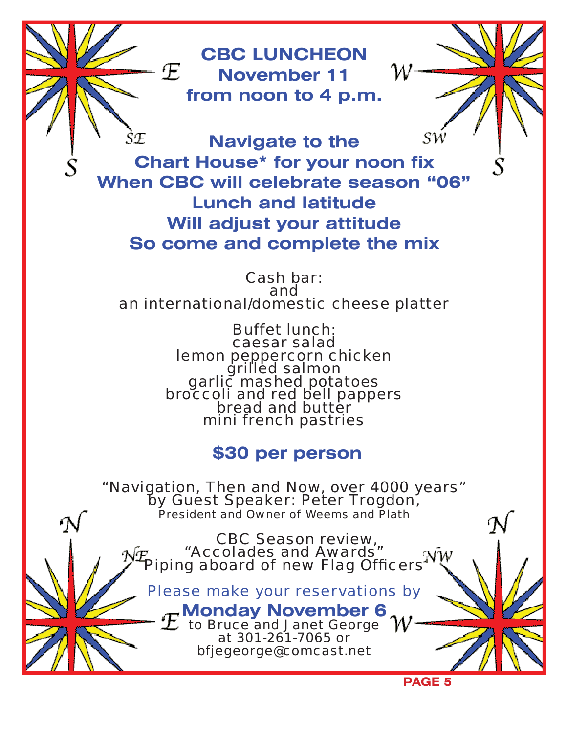# CBC LUNCHEON
## November 11
## from noon to 4 p.m.

**Navigate to the**
**Chart House* for your noon fix**
**When CBC will celebrate season "06"**
**Lunch and latitude**
**Will adjust your attitude**
**So come and complete the mix**

Cash bar:
and
an international/domestic cheese platter

Buffet lunch:
caesar salad
lemon peppercorn chicken
grilled salmon
garlic mashed potatoes
broccoli and red bell pappers
bread and butter
mini french pastries

**$30 per person**

"Navigation, Then and Now, over 4000 years"
by Guest Speaker: Peter Trogdon,
President and Owner of Weems and Plath

CBC Season review,
"Accolades and Awards"
Piping aboard of new Flag Officers

Please make your reservations by
**Monday November 6**
to Bruce and Janet George
at 301-261-7065 or
bfjegeorge@comcast.net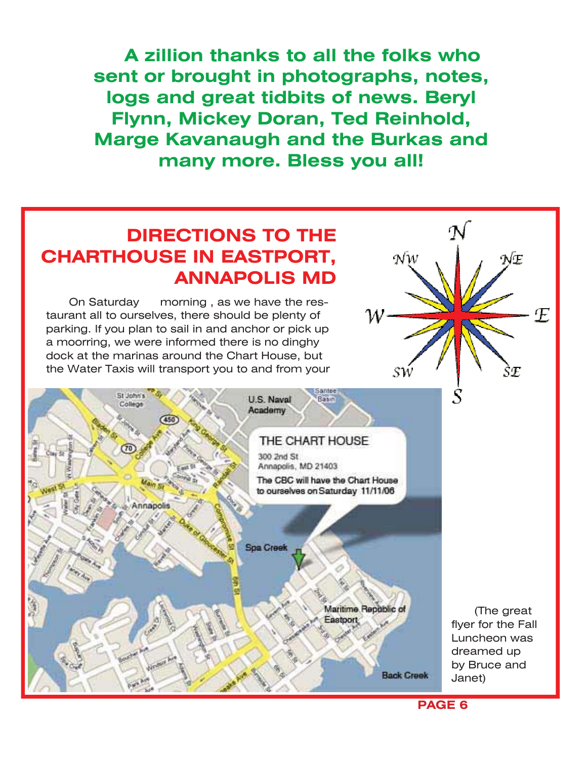**A zillion thanks to all the folks who sent or brought in photographs, notes, logs and great tidbits of news. Beryl Flynn, Mickey Doran, Ted Reinhold, Marge Kavanaugh and the Burkas and many more. Bless you all!**

## DIRECTIONS TO THE CHARTHOUSE IN EASTPORT, ANNAPOLIS MD

On Saturday morning , as we have the restaurant all to ourselves, there should be plenty of parking. If you plan to sail in and anchor or pick up a moorring, we were informed there is no dinghy dock at the marinas around the Chart House, but the Water Taxis will transport you to and from your

THE CHART HOUSE
300 2nd St
Annapolis, MD 21403
The CBC will have the Chart House to ourselves on Saturday 11/11/06

(The great flyer for the Fall Luncheon was dreamed up by Bruce and Janet)